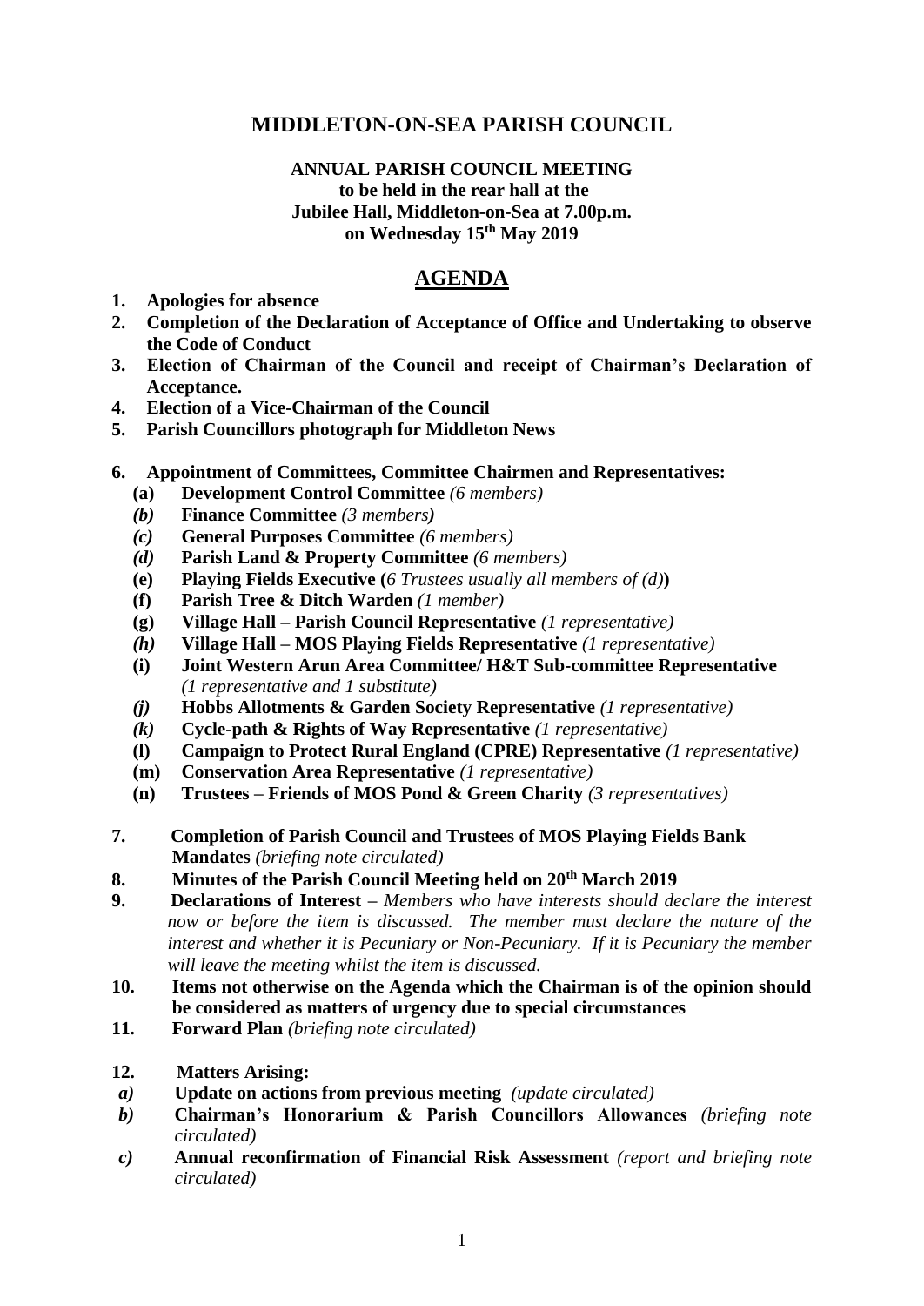# MIDDLETON-ON-SEA PARISH COUNCIL

**ANNUAL PARISH COUNCIL MEETING**
**to be held in the rear hall at the**
**Jubilee Hall, Middleton-on-Sea at 7.00p.m.**
**on Wednesday 15th May 2019**

## AGENDA

1. **Apologies for absence**
2. **Completion of the Declaration of Acceptance of Office and Undertaking to observe the Code of Conduct**
3. **Election of Chairman of the Council and receipt of Chairman's Declaration of Acceptance.**
4. **Election of a Vice-Chairman of the Council**
5. **Parish Councillors photograph for Middleton News**

6. **Appointment of Committees, Committee Chairmen and Representatives:**
   - **(a) Development Control Committee** *(6 members)*
   - ***(b)*** **Finance Committee** *(3 members)*
   - ***(c)*** **General Purposes Committee** *(6 members)*
   - ***(d)*** **Parish Land & Property Committee** *(6 members)*
   - **(e) Playing Fields Executive (***6 Trustees usually all members of (d)***)**
   - **(f) Parish Tree & Ditch Warden** *(1 member)*
   - **(g) Village Hall – Parish Council Representative** *(1 representative)*
   - ***(h)*** **Village Hall – MOS Playing Fields Representative** *(1 representative)*
   - **(i) Joint Western Arun Area Committee/ H&T Sub-committee Representative** *(1 representative and 1 substitute)*
   - ***(j)*** **Hobbs Allotments & Garden Society Representative** *(1 representative)*
   - ***(k)*** **Cycle-path & Rights of Way Representative** *(1 representative)*
   - **(l) Campaign to Protect Rural England (CPRE) Representative** *(1 representative)*
   - **(m) Conservation Area Representative** *(1 representative)*
   - **(n) Trustees – Friends of MOS Pond & Green Charity** *(3 representatives)*

7. **Completion of Parish Council and Trustees of MOS Playing Fields Bank Mandates** *(briefing note circulated)*
8. **Minutes of the Parish Council Meeting held on 20th March 2019**
9. **Declarations of Interest –** *Members who have interests should declare the interest now or before the item is discussed. The member must declare the nature of the interest and whether it is Pecuniary or Non-Pecuniary. If it is Pecuniary the member will leave the meeting whilst the item is discussed.*
10. **Items not otherwise on the Agenda which the Chairman is of the opinion should be considered as matters of urgency due to special circumstances**
11. **Forward Plan** *(briefing note circulated)*

12. **Matters Arising:**
   - ***a)*** **Update on actions from previous meeting** *(update circulated)*
   - ***b)*** **Chairman's Honorarium & Parish Councillors Allowances** *(briefing note circulated)*
   - ***c)*** **Annual reconfirmation of Financial Risk Assessment** *(report and briefing note circulated)*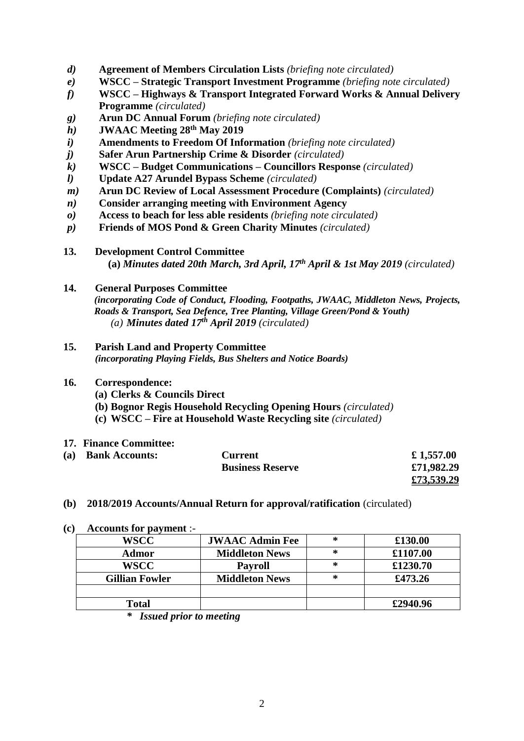- *d)* **Agreement of Members Circulation Lists** *(briefing note circulated)*
- *e)* **WSCC – Strategic Transport Investment Programme** *(briefing note circulated)*
- *f)* **WSCC – Highways & Transport Integrated Forward Works & Annual Delivery Programme** *(circulated)*
- *g)* **Arun DC Annual Forum** *(briefing note circulated)*
- *h)* **JWAAC Meeting 28th May 2019**
- *i)* **Amendments to Freedom Of Information** *(briefing note circulated)*
- *j)* **Safer Arun Partnership Crime & Disorder** *(circulated)*
- *k)* **WSCC – Budget Communications – Councillors Response** *(circulated)*
- *l)* **Update A27 Arundel Bypass Scheme** *(circulated)*
- *m)* **Arun DC Review of Local Assessment Procedure (Complaints)** *(circulated)*
- *n)* **Consider arranging meeting with Environment Agency**
- *o)* **Access to beach for less able residents** *(briefing note circulated)*
- *p)* **Friends of MOS Pond & Green Charity Minutes** *(circulated)*

**13. Development Control Committee**

**(a)** ***Minutes dated 20th March, 3rd April, 17th April & 1st May 2019*** *(circulated)*

**14. General Purposes Committee**

***(incorporating Code of Conduct, Flooding, Footpaths, JWAAC, Middleton News, Projects, Roads & Transport, Sea Defence, Tree Planting, Village Green/Pond & Youth)***

*(a)* ***Minutes dated 17th April 2019*** *(circulated)*

**15. Parish Land and Property Committee**

***(incorporating Playing Fields, Bus Shelters and Notice Boards)***

**16. Correspondence:**

**(a) Clerks & Councils Direct**

**(b) Bognor Regis Household Recycling Opening Hours** *(circulated)*

**(c) WSCC – Fire at Household Waste Recycling site** *(circulated)*

**17. Finance Committee:**

| **(a) Bank Accounts:** | **Current** | **£ 1,557.00** |
|---|---|---|
| | **Business Reserve** | **£71,982.29** |
| | | **£73,539.29** |

**(b) 2018/2019 Accounts/Annual Return for approval/ratification** (circulated)

**(c) Accounts for payment** :-

| **WSCC** | **JWAAC Admin Fee** | * | **£130.00** |
|---|---|---|---|
| **Admor** | **Middleton News** | * | **£1107.00** |
| **WSCC** | **Payroll** | * | **£1230.70** |
| **Gillian Fowler** | **Middleton News** | * | **£473.26** |
| | | | |
| **Total** | | | **£2940.96** |

***\* Issued prior to meeting***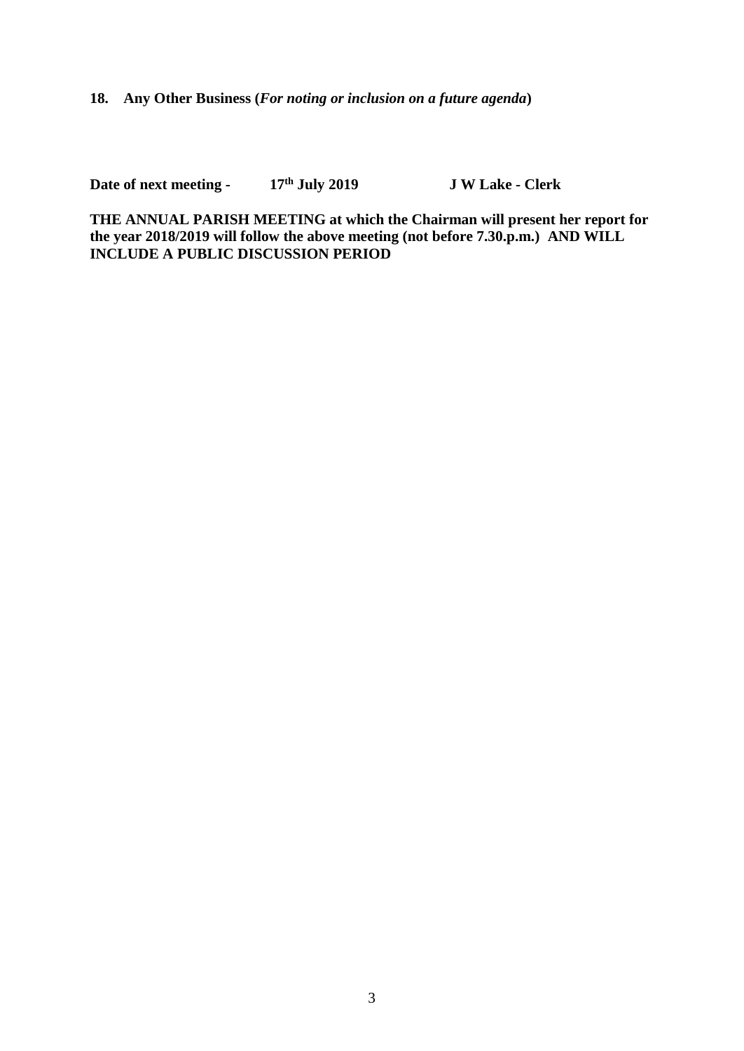**18. Any Other Business (*For noting or inclusion on a future agenda*)**

**Date of next meeting - 17th July 2019 J W Lake - Clerk**

**THE ANNUAL PARISH MEETING at which the Chairman will present her report for the year 2018/2019 will follow the above meeting (not before 7.30.p.m.) AND WILL INCLUDE A PUBLIC DISCUSSION PERIOD**